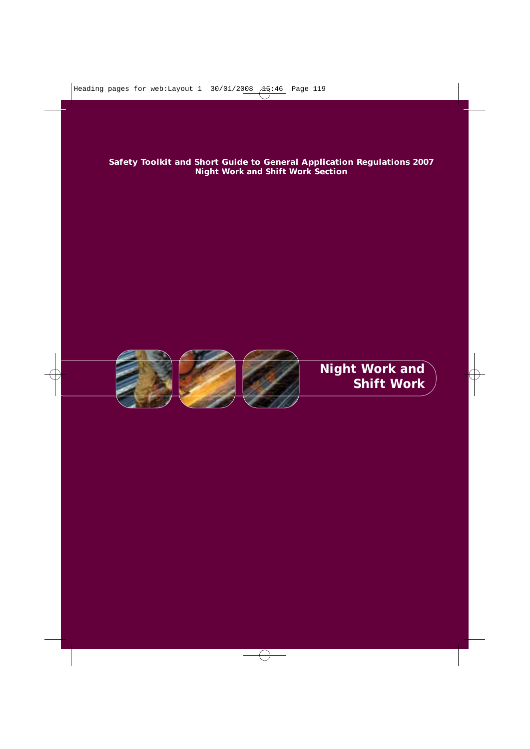**Safety Toolkit and Short Guide to General Application Regulations 2007**
**Night Work and Shift Work Section**

# Night Work and Shift Work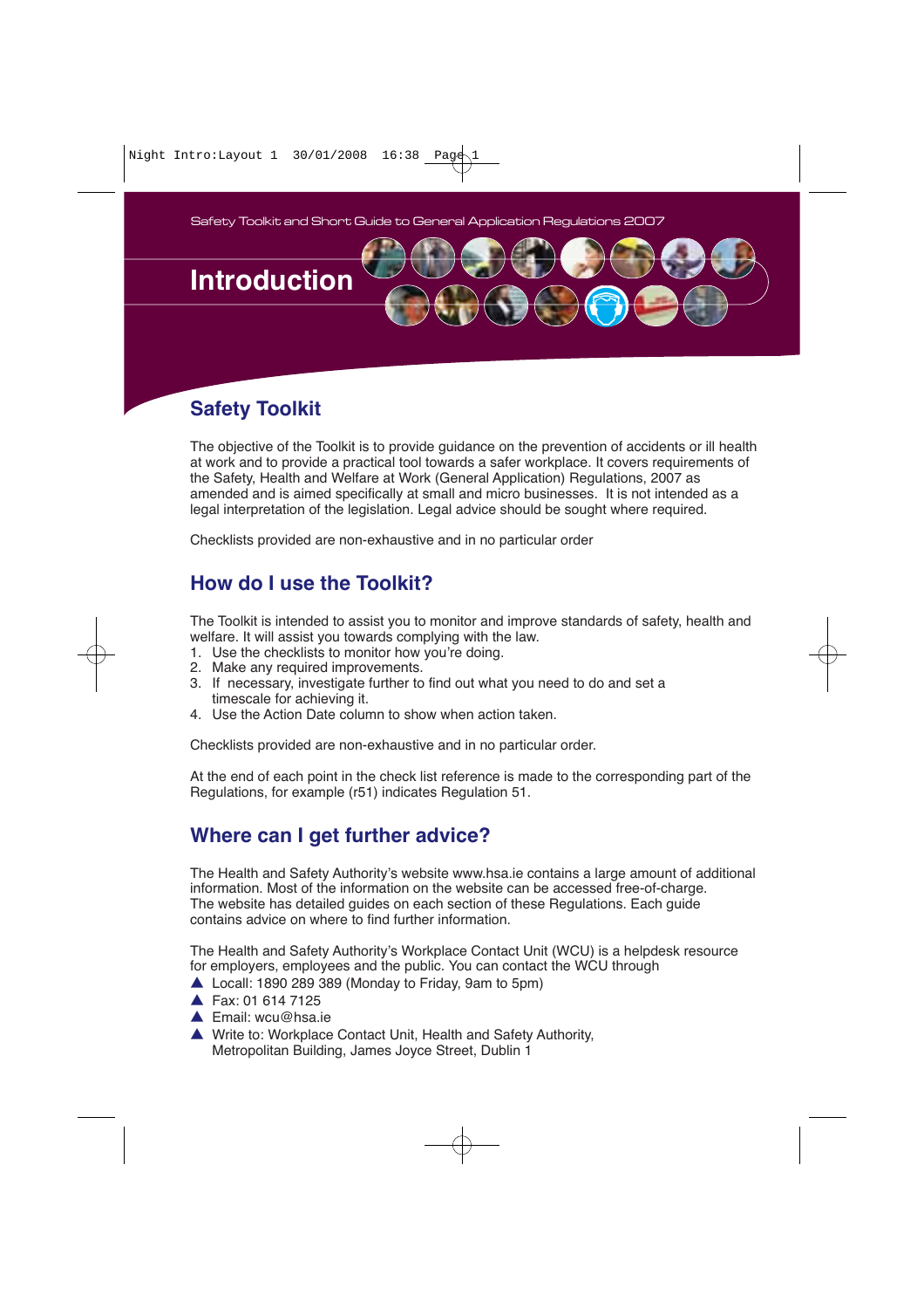Safety Toolkit and Short Guide to General Application Regulations 2007

# Introduction

## Safety Toolkit

The objective of the Toolkit is to provide guidance on the prevention of accidents or ill health at work and to provide a practical tool towards a safer workplace. It covers requirements of the Safety, Health and Welfare at Work (General Application) Regulations, 2007 as amended and is aimed specifically at small and micro businesses. It is not intended as a legal interpretation of the legislation. Legal advice should be sought where required.

Checklists provided are non-exhaustive and in no particular order

## How do I use the Toolkit?

The Toolkit is intended to assist you to monitor and improve standards of safety, health and welfare. It will assist you towards complying with the law.

1. Use the checklists to monitor how you're doing.
2. Make any required improvements.
3. If necessary, investigate further to find out what you need to do and set a timescale for achieving it.
4. Use the Action Date column to show when action taken.

Checklists provided are non-exhaustive and in no particular order.

At the end of each point in the check list reference is made to the corresponding part of the Regulations, for example (r51) indicates Regulation 51.

## Where can I get further advice?

The Health and Safety Authority's website www.hsa.ie contains a large amount of additional information. Most of the information on the website can be accessed free-of-charge. The website has detailed guides on each section of these Regulations. Each guide contains advice on where to find further information.

The Health and Safety Authority's Workplace Contact Unit (WCU) is a helpdesk resource for employers, employees and the public. You can contact the WCU through

- Locall: 1890 289 389 (Monday to Friday, 9am to 5pm)
- Fax: 01 614 7125
- Email: wcu@hsa.ie
- Write to: Workplace Contact Unit, Health and Safety Authority, Metropolitan Building, James Joyce Street, Dublin 1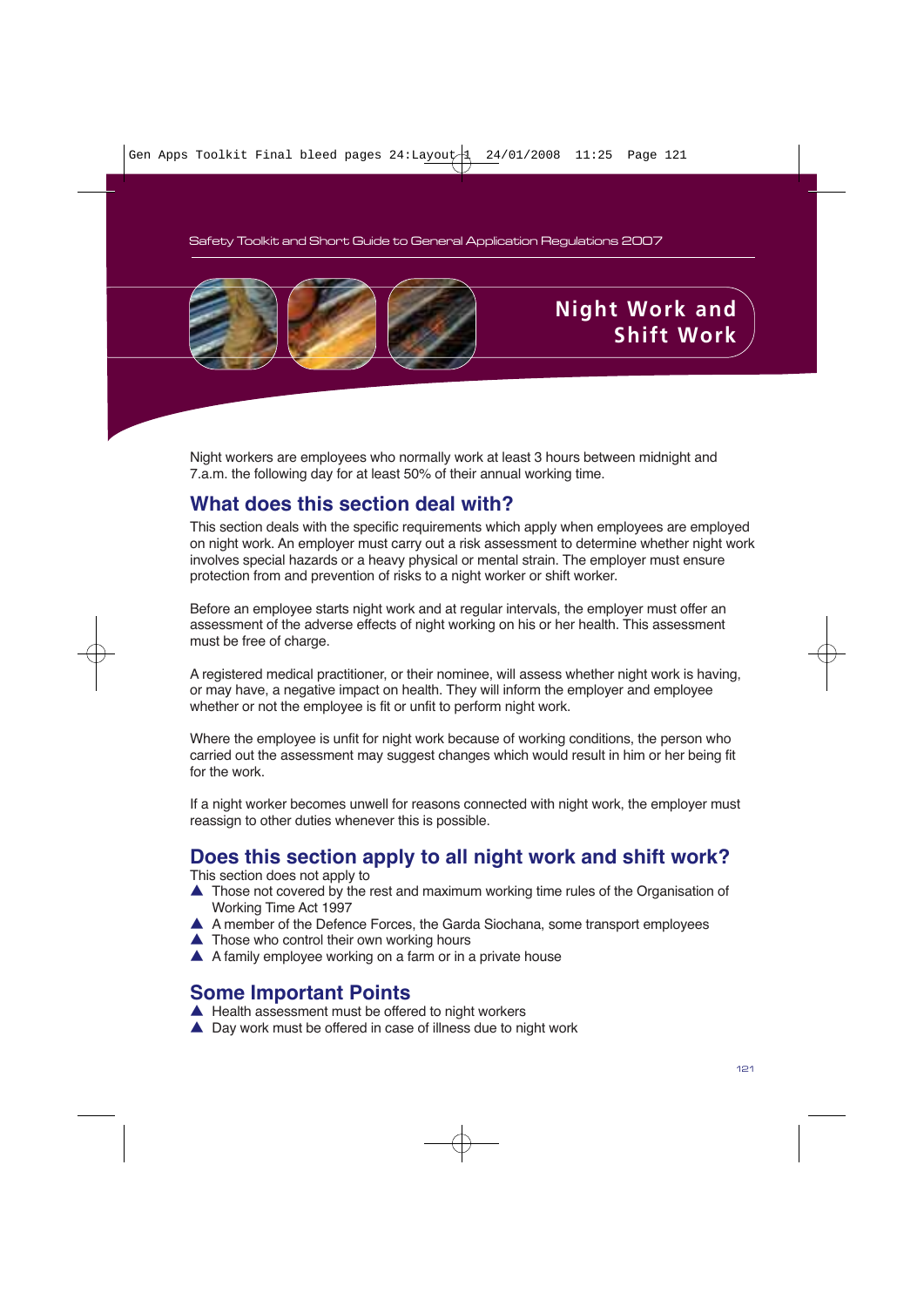# Night Work and Shift Work

Night workers are employees who normally work at least 3 hours between midnight and 7.a.m. the following day for at least 50% of their annual working time.

## What does this section deal with?

This section deals with the specific requirements which apply when employees are employed on night work. An employer must carry out a risk assessment to determine whether night work involves special hazards or a heavy physical or mental strain. The employer must ensure protection from and prevention of risks to a night worker or shift worker.

Before an employee starts night work and at regular intervals, the employer must offer an assessment of the adverse effects of night working on his or her health. This assessment must be free of charge.

A registered medical practitioner, or their nominee, will assess whether night work is having, or may have, a negative impact on health. They will inform the employer and employee whether or not the employee is fit or unfit to perform night work.

Where the employee is unfit for night work because of working conditions, the person who carried out the assessment may suggest changes which would result in him or her being fit for the work.

If a night worker becomes unwell for reasons connected with night work, the employer must reassign to other duties whenever this is possible.

## Does this section apply to all night work and shift work?

This section does not apply to

- Those not covered by the rest and maximum working time rules of the Organisation of Working Time Act 1997
- A member of the Defence Forces, the Garda Siochana, some transport employees
- Those who control their own working hours
- A family employee working on a farm or in a private house

## Some Important Points

- Health assessment must be offered to night workers
- Day work must be offered in case of illness due to night work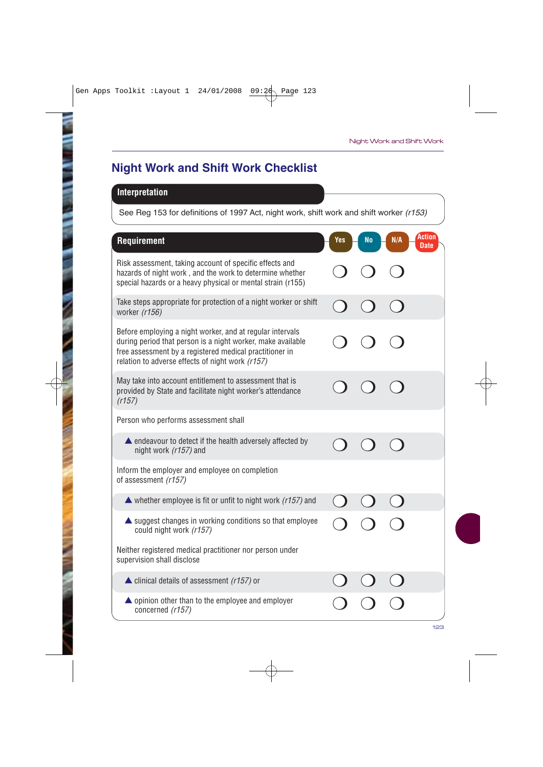## Night Work and Shift Work Checklist

| Interpretation |
|---|
| See Reg 153 for definitions of 1997 Act, night work, shift work and shift worker *(r153)* |

| Requirement | Yes | No | N/A | Action Date |
|---|---|---|---|---|
| Risk assessment, taking account of specific effects and hazards of night work , and the work to determine whether special hazards or a heavy physical or mental strain (r155) | ❍ | ❍ | ❍ | |
| Take steps appropriate for protection of a night worker or shift worker *(r156)* | ❍ | ❍ | ❍ | |
| Before employing a night worker, and at regular intervals during period that person is a night worker, make available free assessment by a registered medical practitioner in relation to adverse effects of night work *(r157)* | ❍ | ❍ | ❍ | |
| May take into account entitlement to assessment that is provided by State and facilitate night worker's attendance *(r157)* | ❍ | ❍ | ❍ | |
| Person who performs assessment shall | | | | |
| ▲ endeavour to detect if the health adversely affected by night work *(r157)* and | ❍ | ❍ | ❍ | |
| Inform the employer and employee on completion of assessment *(r157)* | | | | |
| ▲ whether employee is fit or unfit to night work *(r157)* and | ❍ | ❍ | ❍ | |
| ▲ suggest changes in working conditions so that employee could night work *(r157)* | ❍ | ❍ | ❍ | |
| Neither registered medical practitioner nor person under supervision shall disclose | | | | |
| ▲ clinical details of assessment *(r157)* or | ❍ | ❍ | ❍ | |
| ▲ opinion other than to the employee and employer concerned *(r157)* | ❍ | ❍ | ❍ | |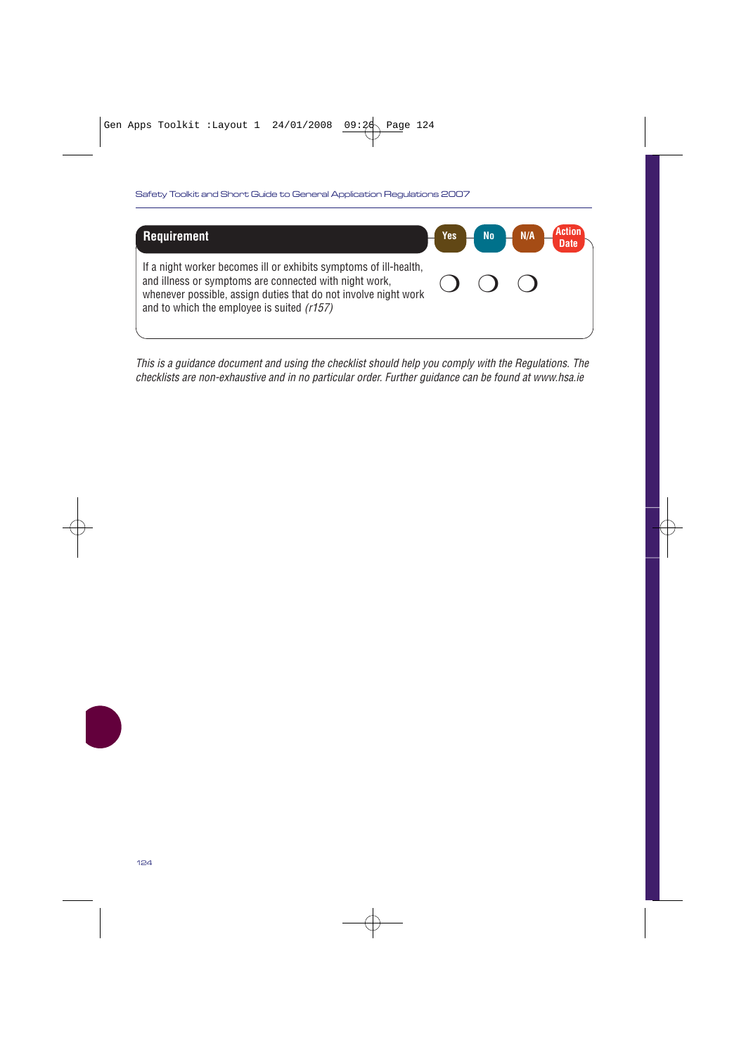| Requirement | Yes | No | N/A | Action Date |
|---|---|---|---|---|
| If a night worker becomes ill or exhibits symptoms of ill-health, and illness or symptoms are connected with night work, whenever possible, assign duties that do not involve night work and to which the employee is suited *(r157)* | ❍ | ❍ | ❍ | |

*This is a guidance document and using the checklist should help you comply with the Regulations. The checklists are non-exhaustive and in no particular order. Further guidance can be found at www.hsa.ie*